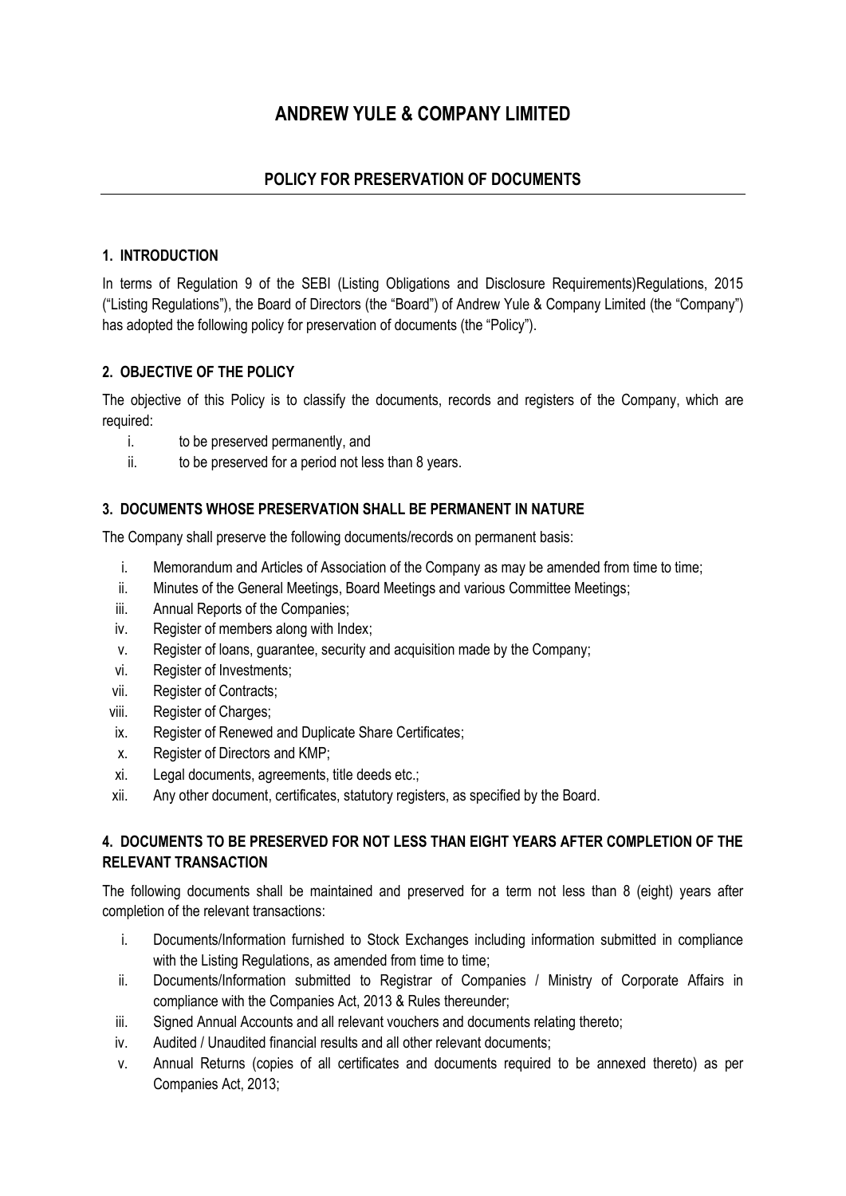# ANDREW YULE & COMPANY LIMITED

## POLICY FOR PRESERVATION OF DOCUMENTS

### 1. INTRODUCTION

In terms of Regulation 9 of the SEBI (Listing Obligations and Disclosure Requirements)Regulations, 2015 ("Listing Regulations"), the Board of Directors (the "Board") of Andrew Yule & Company Limited (the "Company") has adopted the following policy for preservation of documents (the "Policy").

### 2. OBJECTIVE OF THE POLICY

The objective of this Policy is to classify the documents, records and registers of the Company, which are required:

i. to be preserved permanently, and
ii. to be preserved for a period not less than 8 years.

### 3. DOCUMENTS WHOSE PRESERVATION SHALL BE PERMANENT IN NATURE

The Company shall preserve the following documents/records on permanent basis:

i. Memorandum and Articles of Association of the Company as may be amended from time to time;
ii. Minutes of the General Meetings, Board Meetings and various Committee Meetings;
iii. Annual Reports of the Companies;
iv. Register of members along with Index;
v. Register of loans, guarantee, security and acquisition made by the Company;
vi. Register of Investments;
vii. Register of Contracts;
viii. Register of Charges;
ix. Register of Renewed and Duplicate Share Certificates;
x. Register of Directors and KMP;
xi. Legal documents, agreements, title deeds etc.;
xii. Any other document, certificates, statutory registers, as specified by the Board.

### 4. DOCUMENTS TO BE PRESERVED FOR NOT LESS THAN EIGHT YEARS AFTER COMPLETION OF THE RELEVANT TRANSACTION

The following documents shall be maintained and preserved for a term not less than 8 (eight) years after completion of the relevant transactions:

i. Documents/Information furnished to Stock Exchanges including information submitted in compliance with the Listing Regulations, as amended from time to time;
ii. Documents/Information submitted to Registrar of Companies / Ministry of Corporate Affairs in compliance with the Companies Act, 2013 & Rules thereunder;
iii. Signed Annual Accounts and all relevant vouchers and documents relating thereto;
iv. Audited / Unaudited financial results and all other relevant documents;
v. Annual Returns (copies of all certificates and documents required to be annexed thereto) as per Companies Act, 2013;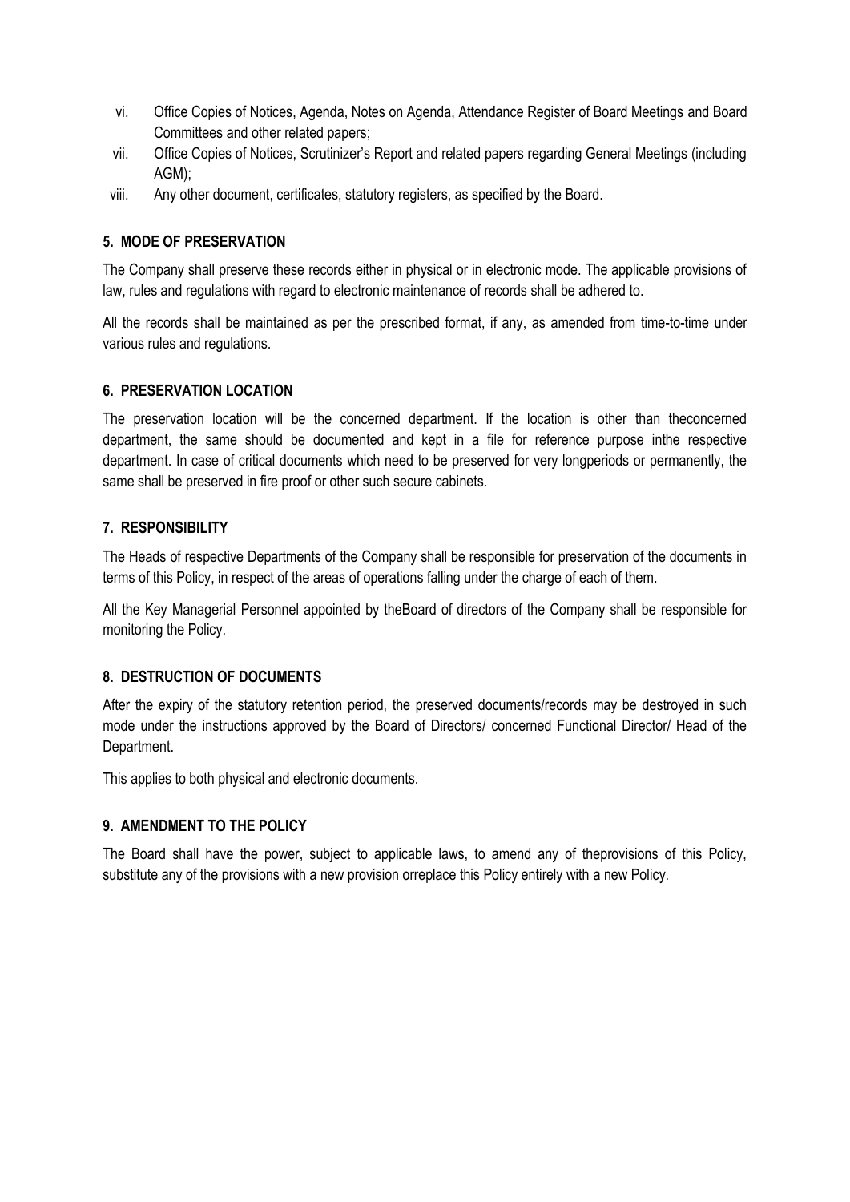vi. Office Copies of Notices, Agenda, Notes on Agenda, Attendance Register of Board Meetings and Board Committees and other related papers;
vii. Office Copies of Notices, Scrutinizer's Report and related papers regarding General Meetings (including AGM);
viii. Any other document, certificates, statutory registers, as specified by the Board.

## 5. MODE OF PRESERVATION

The Company shall preserve these records either in physical or in electronic mode. The applicable provisions of law, rules and regulations with regard to electronic maintenance of records shall be adhered to.

All the records shall be maintained as per the prescribed format, if any, as amended from time-to-time under various rules and regulations.

## 6. PRESERVATION LOCATION

The preservation location will be the concerned department. If the location is other than theconcerned department, the same should be documented and kept in a file for reference purpose inthe respective department. In case of critical documents which need to be preserved for very longperiods or permanently, the same shall be preserved in fire proof or other such secure cabinets.

## 7. RESPONSIBILITY

The Heads of respective Departments of the Company shall be responsible for preservation of the documents in terms of this Policy, in respect of the areas of operations falling under the charge of each of them.

All the Key Managerial Personnel appointed by theBoard of directors of the Company shall be responsible for monitoring the Policy.

## 8. DESTRUCTION OF DOCUMENTS

After the expiry of the statutory retention period, the preserved documents/records may be destroyed in such mode under the instructions approved by the Board of Directors/ concerned Functional Director/ Head of the Department.

This applies to both physical and electronic documents.

## 9. AMENDMENT TO THE POLICY

The Board shall have the power, subject to applicable laws, to amend any of theprovisions of this Policy, substitute any of the provisions with a new provision orreplace this Policy entirely with a new Policy.